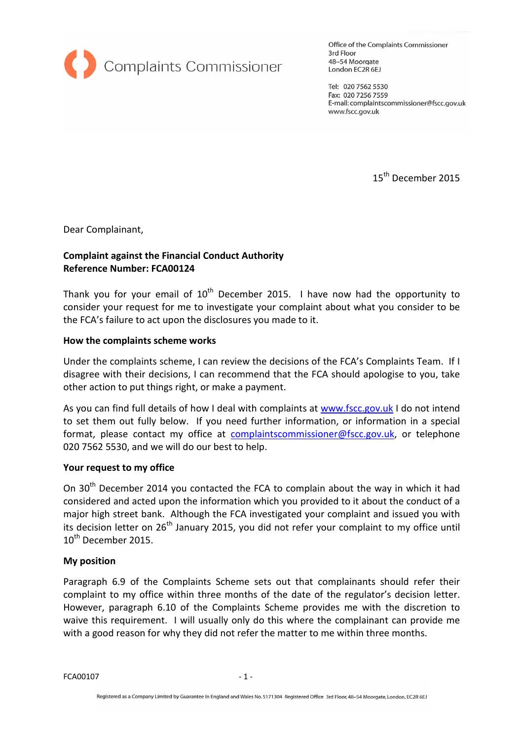Complaints Commissioner

Office of the Complaints Commissioner
3rd Floor
48–54 Moorgate
London EC2R 6EJ

Tel: 020 7562 5530
Fax: 020 7256 7559
E-mail: complaintscommissioner@fscc.gov.uk
www.fscc.gov.uk

15th December 2015

Dear Complainant,

**Complaint against the Financial Conduct Authority**
**Reference Number: FCA00124**

Thank you for your email of 10th December 2015. I have now had the opportunity to consider your request for me to investigate your complaint about what you consider to be the FCA's failure to act upon the disclosures you made to it.

**How the complaints scheme works**

Under the complaints scheme, I can review the decisions of the FCA's Complaints Team. If I disagree with their decisions, I can recommend that the FCA should apologise to you, take other action to put things right, or make a payment.

As you can find full details of how I deal with complaints at www.fscc.gov.uk I do not intend to set them out fully below. If you need further information, or information in a special format, please contact my office at complaintscommissioner@fscc.gov.uk, or telephone 020 7562 5530, and we will do our best to help.

**Your request to my office**

On 30th December 2014 you contacted the FCA to complain about the way in which it had considered and acted upon the information which you provided to it about the conduct of a major high street bank. Although the FCA investigated your complaint and issued you with its decision letter on 26th January 2015, you did not refer your complaint to my office until 10th December 2015.

**My position**

Paragraph 6.9 of the Complaints Scheme sets out that complainants should refer their complaint to my office within three months of the date of the regulator's decision letter. However, paragraph 6.10 of the Complaints Scheme provides me with the discretion to waive this requirement. I will usually only do this where the complainant can provide me with a good reason for why they did not refer the matter to me within three months.

FCA00107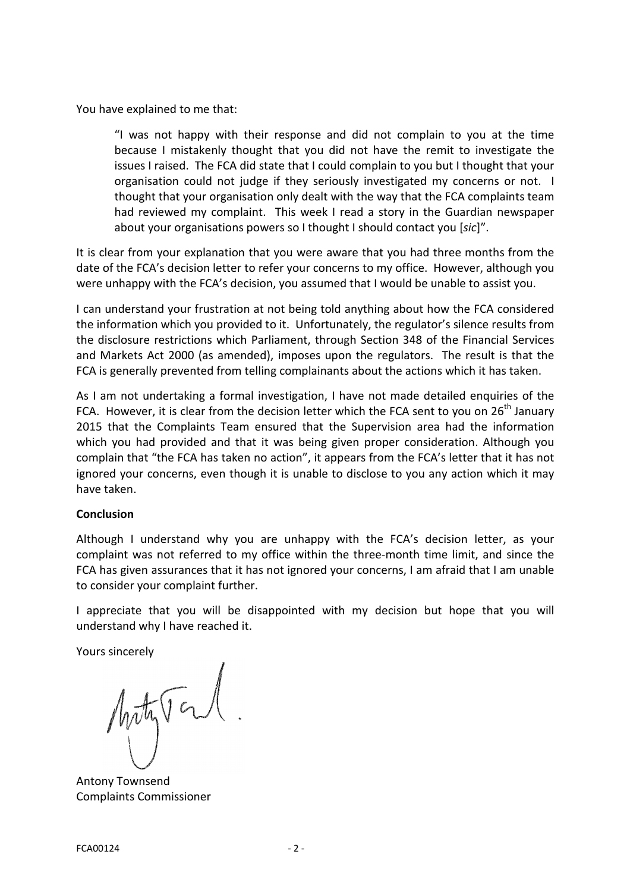You have explained to me that:

> "I was not happy with their response and did not complain to you at the time because I mistakenly thought that you did not have the remit to investigate the issues I raised. The FCA did state that I could complain to you but I thought that your organisation could not judge if they seriously investigated my concerns or not. I thought that your organisation only dealt with the way that the FCA complaints team had reviewed my complaint. This week I read a story in the Guardian newspaper about your organisations powers so I thought I should contact you [*sic*]".

It is clear from your explanation that you were aware that you had three months from the date of the FCA's decision letter to refer your concerns to my office. However, although you were unhappy with the FCA's decision, you assumed that I would be unable to assist you.

I can understand your frustration at not being told anything about how the FCA considered the information which you provided to it. Unfortunately, the regulator's silence results from the disclosure restrictions which Parliament, through Section 348 of the Financial Services and Markets Act 2000 (as amended), imposes upon the regulators. The result is that the FCA is generally prevented from telling complainants about the actions which it has taken.

As I am not undertaking a formal investigation, I have not made detailed enquiries of the FCA. However, it is clear from the decision letter which the FCA sent to you on 26th January 2015 that the Complaints Team ensured that the Supervision area had the information which you had provided and that it was being given proper consideration. Although you complain that "the FCA has taken no action", it appears from the FCA's letter that it has not ignored your concerns, even though it is unable to disclose to you any action which it may have taken.

**Conclusion**

Although I understand why you are unhappy with the FCA's decision letter, as your complaint was not referred to my office within the three-month time limit, and since the FCA has given assurances that it has not ignored your concerns, I am afraid that I am unable to consider your complaint further.

I appreciate that you will be disappointed with my decision but hope that you will understand why I have reached it.

Yours sincerely

Antony Townsend
Complaints Commissioner

FCA00124